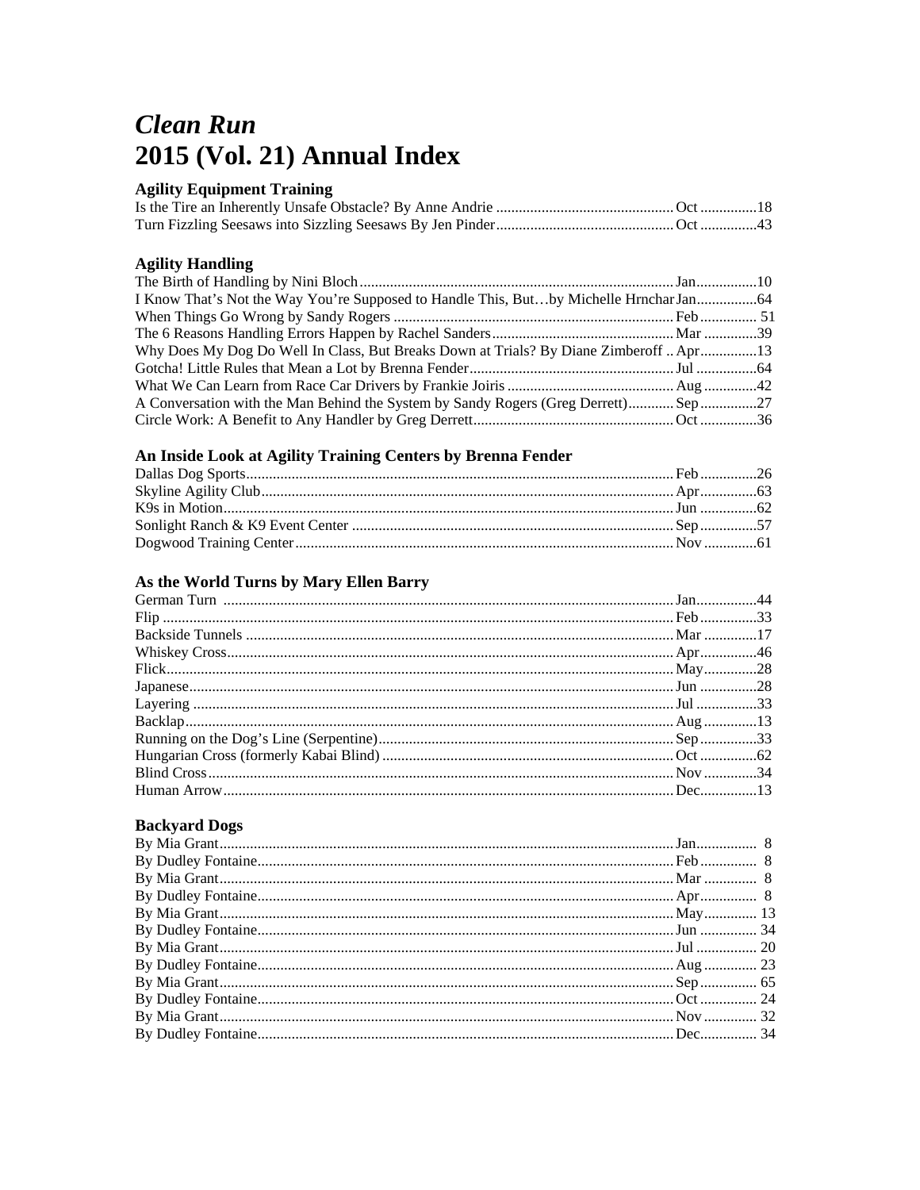# *Clean Run*
# 2015 (Vol. 21) Annual Index

### Agility Equipment Training

Is the Tire an Inherently Unsafe Obstacle? By Anne Andrie ............................................. Oct ..............18
Turn Fizzling Seesaws into Sizzling Seesaws By Jen Pinder ............................................. Oct ..............43

### Agility Handling

The Birth of Handling by Nini Bloch ............................................. Jan..............10
I Know That's Not the Way You're Supposed to Handle This, But…by Michelle Hrnchar Jan..............64
When Things Go Wrong by Sandy Rogers ............................................. Feb .............. 51
The 6 Reasons Handling Errors Happen by Rachel Sanders ............................................. Mar ..............39
Why Does My Dog Do Well In Class, But Breaks Down at Trials? By Diane Zimberoff .. Apr..............13
Gotcha! Little Rules that Mean a Lot by Brenna Fender ............................................. Jul ..............64
What We Can Learn from Race Car Drivers by Frankie Joiris ............................................. Aug ..............42
A Conversation with the Man Behind the System by Sandy Rogers (Greg Derrett)............ Sep ..............27
Circle Work: A Benefit to Any Handler by Greg Derrett ............................................. Oct ..............36

### An Inside Look at Agility Training Centers by Brenna Fender

Dallas Dog Sports ............................................. Feb ..............26
Skyline Agility Club ............................................. Apr..............63
K9s in Motion ............................................. Jun ..............62
Sonlight Ranch & K9 Event Center ............................................. Sep ..............57
Dogwood Training Center ............................................. Nov ..............61

### As the World Turns by Mary Ellen Barry

German Turn ............................................. Jan..............44
Flip ............................................. Feb ..............33
Backside Tunnels ............................................. Mar ..............17
Whiskey Cross ............................................. Apr..............46
Flick ............................................. May..............28
Japanese ............................................. Jun ..............28
Layering ............................................. Jul ..............33
Backlap ............................................. Aug ..............13
Running on the Dog's Line (Serpentine) ............................................. Sep ..............33
Hungarian Cross (formerly Kabai Blind) ............................................. Oct ..............62
Blind Cross ............................................. Nov ..............34
Human Arrow ............................................. Dec..............13

### Backyard Dogs

By Mia Grant ............................................. Jan.............. 8
By Dudley Fontaine ............................................. Feb .............. 8
By Mia Grant ............................................. Mar .............. 8
By Dudley Fontaine ............................................. Apr.............. 8
By Mia Grant ............................................. May.............. 13
By Dudley Fontaine ............................................. Jun .............. 34
By Mia Grant ............................................. Jul .............. 20
By Dudley Fontaine ............................................. Aug .............. 23
By Mia Grant ............................................. Sep .............. 65
By Dudley Fontaine ............................................. Oct .............. 24
By Mia Grant ............................................. Nov .............. 32
By Dudley Fontaine ............................................. Dec.............. 34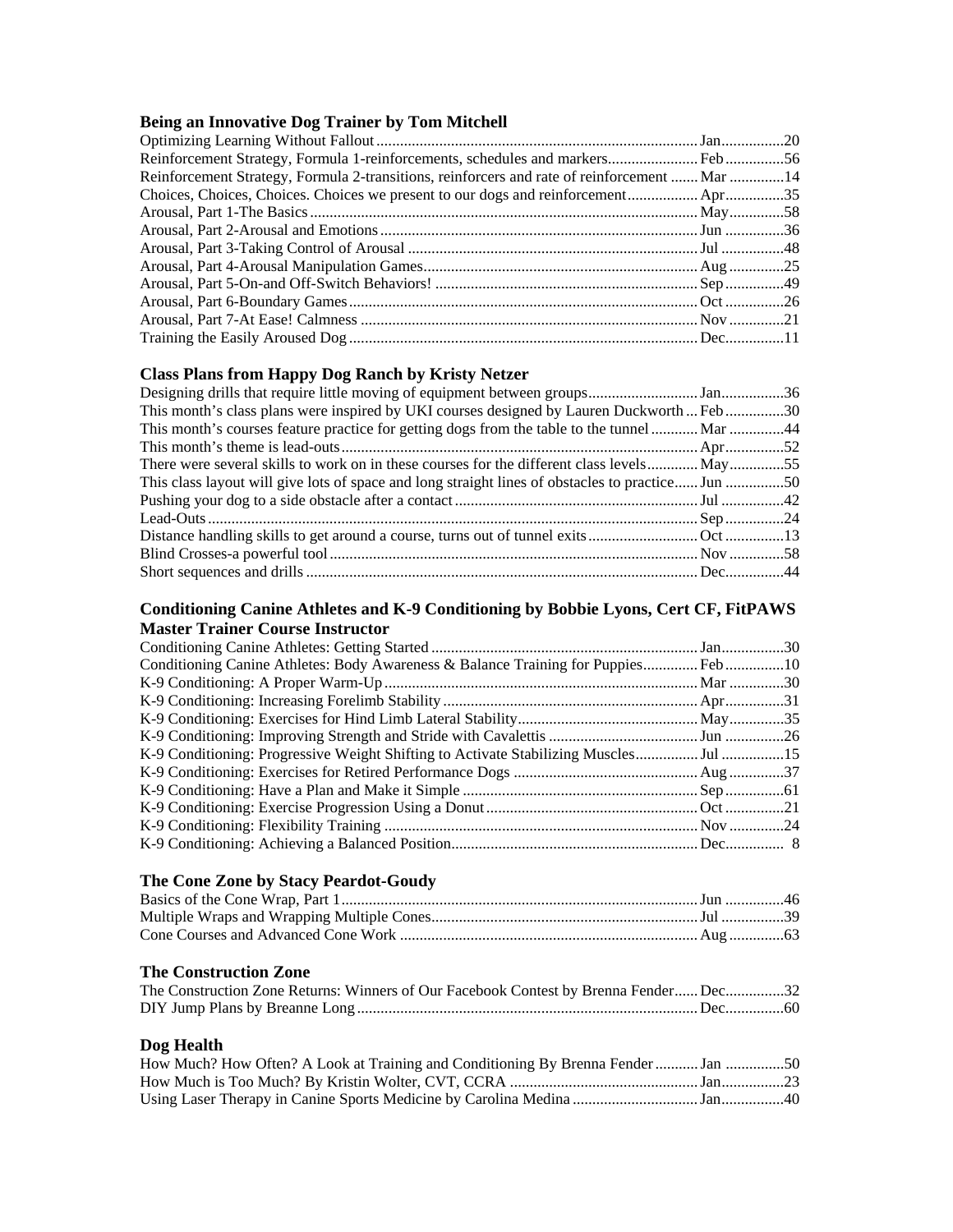### Being an Innovative Dog Trainer by Tom Mitchell

| | | |
|---|---|---|
| Optimizing Learning Without Fallout | Jan | 20 |
| Reinforcement Strategy, Formula 1-reinforcements, schedules and markers | Feb | 56 |
| Reinforcement Strategy, Formula 2-transitions, reinforcers and rate of reinforcement | Mar | 14 |
| Choices, Choices, Choices. Choices we present to our dogs and reinforcement | Apr | 35 |
| Arousal, Part 1-The Basics | May | 58 |
| Arousal, Part 2-Arousal and Emotions | Jun | 36 |
| Arousal, Part 3-Taking Control of Arousal | Jul | 48 |
| Arousal, Part 4-Arousal Manipulation Games | Aug | 25 |
| Arousal, Part 5-On-and Off-Switch Behaviors! | Sep | 49 |
| Arousal, Part 6-Boundary Games | Oct | 26 |
| Arousal, Part 7-At Ease! Calmness | Nov | 21 |
| Training the Easily Aroused Dog | Dec | 11 |

### Class Plans from Happy Dog Ranch by Kristy Netzer

| | | |
|---|---|---|
| Designing drills that require little moving of equipment between groups | Jan | 36 |
| This month's class plans were inspired by UKI courses designed by Lauren Duckworth | Feb | 30 |
| This month's courses feature practice for getting dogs from the table to the tunnel | Mar | 44 |
| This month's theme is lead-outs | Apr | 52 |
| There were several skills to work on in these courses for the different class levels | May | 55 |
| This class layout will give lots of space and long straight lines of obstacles to practice | Jun | 50 |
| Pushing your dog to a side obstacle after a contact | Jul | 42 |
| Lead-Outs | Sep | 24 |
| Distance handling skills to get around a course, turns out of tunnel exits | Oct | 13 |
| Blind Crosses-a powerful tool | Nov | 58 |
| Short sequences and drills | Dec | 44 |

### Conditioning Canine Athletes and K-9 Conditioning by Bobbie Lyons, Cert CF, FitPAWS Master Trainer Course Instructor

| | | |
|---|---|---|
| Conditioning Canine Athletes: Getting Started | Jan | 30 |
| Conditioning Canine Athletes: Body Awareness & Balance Training for Puppies | Feb | 10 |
| K-9 Conditioning: A Proper Warm-Up | Mar | 30 |
| K-9 Conditioning: Increasing Forelimb Stability | Apr | 31 |
| K-9 Conditioning: Exercises for Hind Limb Lateral Stability | May | 35 |
| K-9 Conditioning: Improving Strength and Stride with Cavalettis | Jun | 26 |
| K-9 Conditioning: Progressive Weight Shifting to Activate Stabilizing Muscles | Jul | 15 |
| K-9 Conditioning: Exercises for Retired Performance Dogs | Aug | 37 |
| K-9 Conditioning: Have a Plan and Make it Simple | Sep | 61 |
| K-9 Conditioning: Exercise Progression Using a Donut | Oct | 21 |
| K-9 Conditioning: Flexibility Training | Nov | 24 |
| K-9 Conditioning: Achieving a Balanced Position | Dec | 8 |

### The Cone Zone by Stacy Peardot-Goudy

| | | |
|---|---|---|
| Basics of the Cone Wrap, Part 1 | Jun | 46 |
| Multiple Wraps and Wrapping Multiple Cones | Jul | 39 |
| Cone Courses and Advanced Cone Work | Aug | 63 |

### The Construction Zone

| | | |
|---|---|---|
| The Construction Zone Returns: Winners of Our Facebook Contest by Brenna Fender | Dec | 32 |
| DIY Jump Plans by Breanne Long | Dec | 60 |

### Dog Health

| | | |
|---|---|---|
| How Much? How Often? A Look at Training and Conditioning By Brenna Fender | Jan | 50 |
| How Much is Too Much? By Kristin Wolter, CVT, CCRA | Jan | 23 |
| Using Laser Therapy in Canine Sports Medicine by Carolina Medina | Jan | 40 |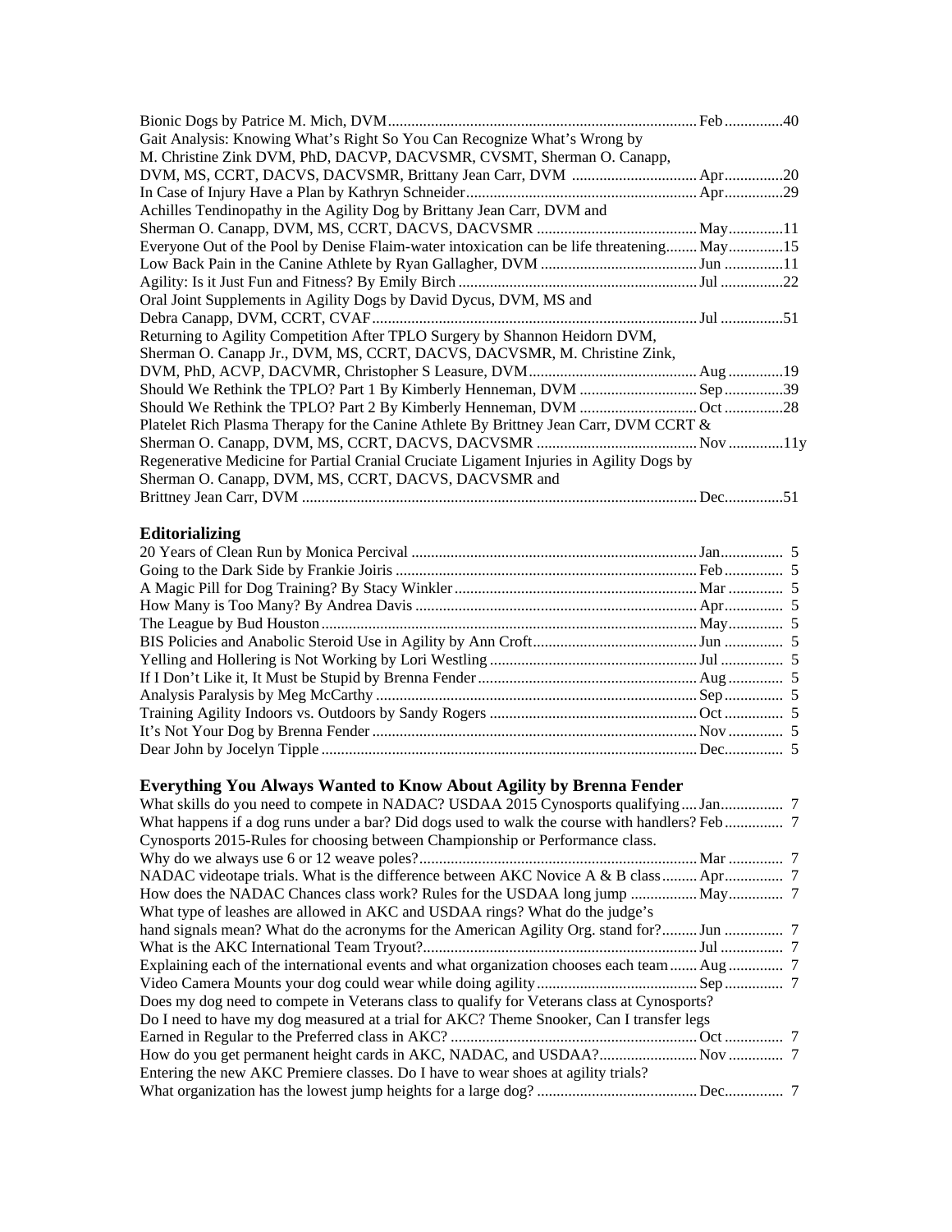Bionic Dogs by Patrice M. Mich, DVM............................................................................... Feb ...............40
Gait Analysis: Knowing What's Right So You Can Recognize What's Wrong by
M. Christine Zink DVM, PhD, DACVP, DACVSMR, CVSMT, Sherman O. Canapp,
DVM, MS, CCRT, DACVS, DACVSMR, Brittany Jean Carr, DVM ................................ Apr...............20
In Case of Injury Have a Plan by Kathryn Schneider........................................................... Apr...............29
Achilles Tendinopathy in the Agility Dog by Brittany Jean Carr, DVM and
Sherman O. Canapp, DVM, MS, CCRT, DACVS, DACVSMR ......................................... May..............11
Everyone Out of the Pool by Denise Flaim-water intoxication can be life threatening........ May..............15
Low Back Pain in the Canine Athlete by Ryan Gallagher, DVM ......................................... Jun ...............11
Agility: Is it Just Fun and Fitness? By Emily Birch ............................................................. Jul ................22
Oral Joint Supplements in Agility Dogs by David Dycus, DVM, MS and
Debra Canapp, DVM, CCRT, CVAF................................................................................... Jul ................51
Returning to Agility Competition After TPLO Surgery by Shannon Heidorn DVM,
Sherman O. Canapp Jr., DVM, MS, CCRT, DACVS, DACVSMR, M. Christine Zink,
DVM, PhD, ACVP, DACVMR, Christopher S Leasure, DVM........................................... Aug ..............19
Should We Rethink the TPLO? Part 1 By Kimberly Henneman, DVM .............................. Sep ...............39
Should We Rethink the TPLO? Part 2 By Kimberly Henneman, DVM .............................. Oct ...............28
Platelet Rich Plasma Therapy for the Canine Athlete By Brittney Jean Carr, DVM CCRT &
Sherman O. Canapp, DVM, MS, CCRT, DACVS, DACVSMR ......................................... Nov ..............11y
Regenerative Medicine for Partial Cranial Cruciate Ligament Injuries in Agility Dogs by
Sherman O. Canapp, DVM, MS, CCRT, DACVS, DACVSMR and
Brittney Jean Carr, DVM ..................................................................................................... Dec...............51

## Editorializing

20 Years of Clean Run by Monica Percival .......................................................................... Jan................ 5
Going to the Dark Side by Frankie Joiris ............................................................................. Feb............... 5
A Magic Pill for Dog Training? By Stacy Winkler .............................................................. Mar ............. 5
How Many is Too Many? By Andrea Davis ........................................................................ Apr............... 5
The League by Bud Houston ................................................................................................ May.............. 5
BIS Policies and Anabolic Steroid Use in Agility by Ann Croft.......................................... Jun ............... 5
Yelling and Hollering is Not Working by Lori Westling ..................................................... Jul ................ 5
If I Don't Like it, It Must be Stupid by Brenna Fender ........................................................ Aug .............. 5
Analysis Paralysis by Meg McCarthy .................................................................................. Sep ............... 5
Training Agility Indoors vs. Outdoors by Sandy Rogers ..................................................... Oct ............... 5
It's Not Your Dog by Brenna Fender ................................................................................... Nov .............. 5
Dear John by Jocelyn Tipple ................................................................................................ Dec............... 5

## Everything You Always Wanted to Know About Agility by Brenna Fender

What skills do you need to compete in NADAC? USDAA 2015 Cynosports qualifying .... Jan................ 7
What happens if a dog runs under a bar? Did dogs used to walk the course with handlers? Feb............... 7
Cynosports 2015-Rules for choosing between Championship or Performance class.
Why do we always use 6 or 12 weave poles?....................................................................... Mar ............. 7
NADAC videotape trials. What is the difference between AKC Novice A & B class ......... Apr............... 7
How does the NADAC Chances class work? Rules for the USDAA long jump ................. May.............. 7
What type of leashes are allowed in AKC and USDAA rings? What do the judge's
hand signals mean? What do the acronyms for the American Agility Org. stand for?......... Jun ............... 7
What is the AKC International Team Tryout?...................................................................... Jul ................ 7
Explaining each of the international events and what organization chooses each team ....... Aug .............. 7
Video Camera Mounts your dog could wear while doing agility ......................................... Sep ............... 7
Does my dog need to compete in Veterans class to qualify for Veterans class at Cynosports?
Do I need to have my dog measured at a trial for AKC? Theme Snooker, Can I transfer legs
Earned in Regular to the Preferred class in AKC? ............................................................... Oct ............... 7
How do you get permanent height cards in AKC, NADAC, and USDAA?......................... Nov .............. 7
Entering the new AKC Premiere classes. Do I have to wear shoes at agility trials?
What organization has the lowest jump heights for a large dog? ......................................... Dec............... 7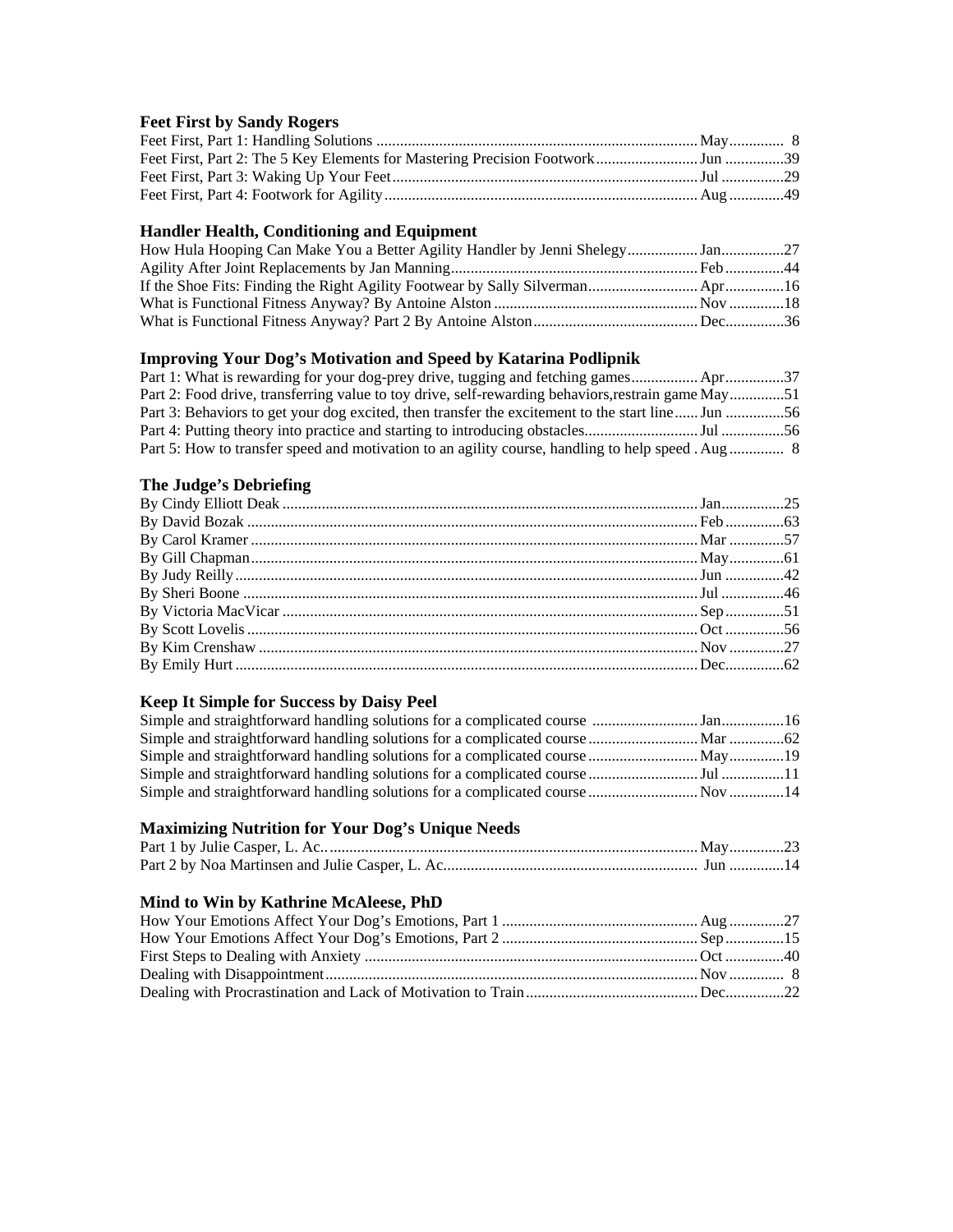### Feet First by Sandy Rogers

Feet First, Part 1: Handling Solutions ....... May ....... 8
Feet First, Part 2: The 5 Key Elements for Mastering Precision Footwork ....... Jun ....... 39
Feet First, Part 3: Waking Up Your Feet ....... Jul ....... 29
Feet First, Part 4: Footwork for Agility ....... Aug ....... 49

### Handler Health, Conditioning and Equipment

How Hula Hooping Can Make You a Better Agility Handler by Jenni Shelegy ....... Jan ....... 27
Agility After Joint Replacements by Jan Manning ....... Feb ....... 44
If the Shoe Fits: Finding the Right Agility Footwear by Sally Silverman ....... Apr ....... 16
What is Functional Fitness Anyway? By Antoine Alston ....... Nov ....... 18
What is Functional Fitness Anyway? Part 2 By Antoine Alston ....... Dec ....... 36

### Improving Your Dog's Motivation and Speed by Katarina Podlipnik

Part 1: What is rewarding for your dog-prey drive, tugging and fetching games ....... Apr ....... 37
Part 2: Food drive, transferring value to toy drive, self-rewarding behaviors,restrain game May ....... 51
Part 3: Behaviors to get your dog excited, then transfer the excitement to the start line ....... Jun ....... 56
Part 4: Putting theory into practice and starting to introducing obstacles ....... Jul ....... 56
Part 5: How to transfer speed and motivation to an agility course, handling to help speed . Aug ....... 8

### The Judge's Debriefing

By Cindy Elliott Deak ....... Jan ....... 25
By David Bozak ....... Feb ....... 63
By Carol Kramer ....... Mar ....... 57
By Gill Chapman ....... May ....... 61
By Judy Reilly ....... Jun ....... 42
By Sheri Boone ....... Jul ....... 46
By Victoria MacVicar ....... Sep ....... 51
By Scott Lovelis ....... Oct ....... 56
By Kim Crenshaw ....... Nov ....... 27
By Emily Hurt ....... Dec ....... 62

### Keep It Simple for Success by Daisy Peel

Simple and straightforward handling solutions for a complicated course ....... Jan ....... 16
Simple and straightforward handling solutions for a complicated course ....... Mar ....... 62
Simple and straightforward handling solutions for a complicated course ....... May ....... 19
Simple and straightforward handling solutions for a complicated course ....... Jul ....... 11
Simple and straightforward handling solutions for a complicated course ....... Nov ....... 14

### Maximizing Nutrition for Your Dog's Unique Needs

Part 1 by Julie Casper, L. Ac.. ....... May ....... 23
Part 2 by Noa Martinsen and Julie Casper, L. Ac. ....... Jun ....... 14

### Mind to Win by Kathrine McAleese, PhD

How Your Emotions Affect Your Dog's Emotions, Part 1 ....... Aug ....... 27
How Your Emotions Affect Your Dog's Emotions, Part 2 ....... Sep ....... 15
First Steps to Dealing with Anxiety ....... Oct ....... 40
Dealing with Disappointment ....... Nov ....... 8
Dealing with Procrastination and Lack of Motivation to Train ....... Dec ....... 22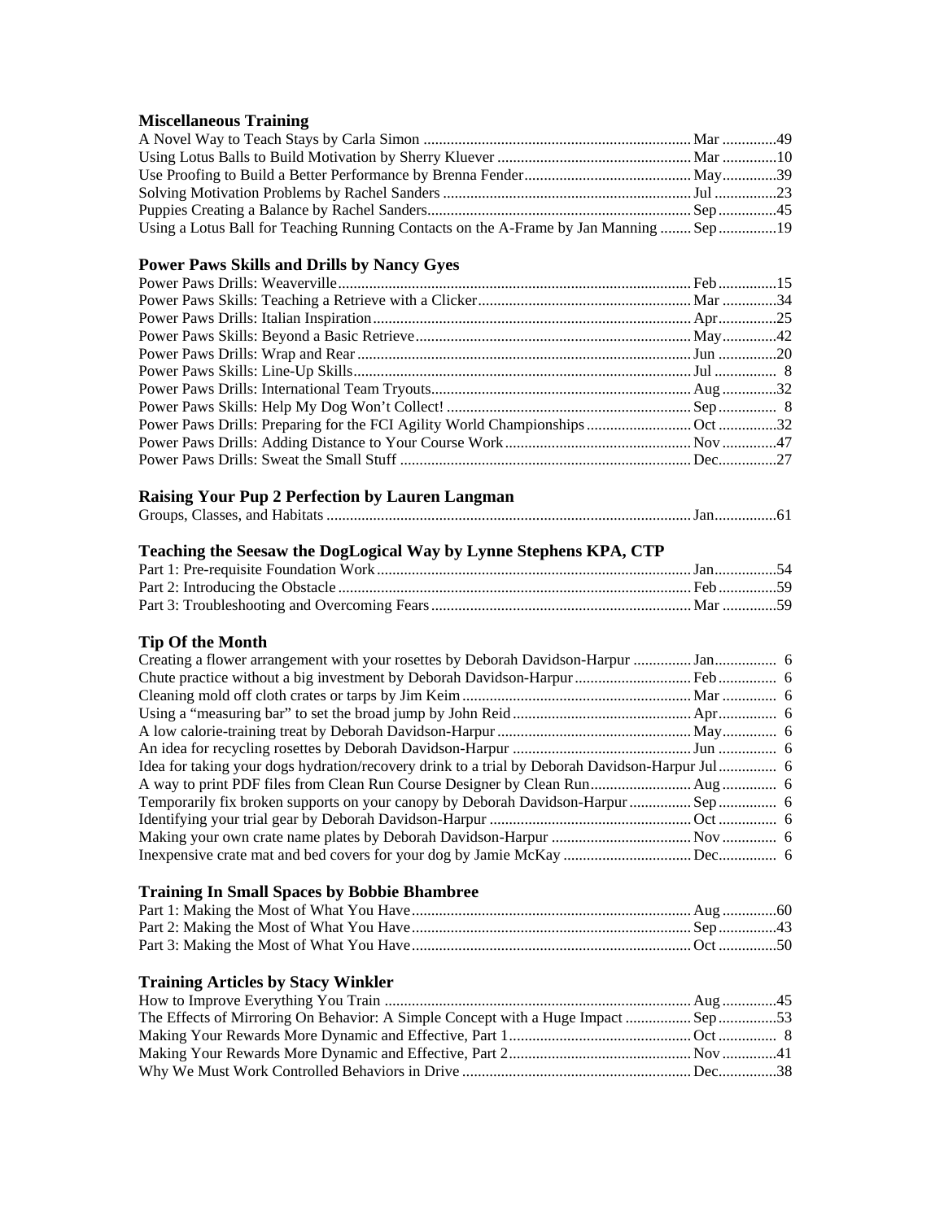### Miscellaneous Training

A Novel Way to Teach Stays by Carla Simon .................... Mar .............49
Using Lotus Balls to Build Motivation by Sherry Kluever .................... Mar .............10
Use Proofing to Build a Better Performance by Brenna Fender .................... May.............39
Solving Motivation Problems by Rachel Sanders .................... Jul ................23
Puppies Creating a Balance by Rachel Sanders .................... Sep ...............45
Using a Lotus Ball for Teaching Running Contacts on the A-Frame by Jan Manning ........ Sep ...............19

### Power Paws Skills and Drills by Nancy Gyes

Power Paws Drills: Weaverville .................... Feb ...............15
Power Paws Skills: Teaching a Retrieve with a Clicker .................... Mar .............34
Power Paws Drills: Italian Inspiration .................... Apr...............25
Power Paws Skills: Beyond a Basic Retrieve .................... May.............42
Power Paws Drills: Wrap and Rear .................... Jun ...............20
Power Paws Skills: Line-Up Skills .................... Jul ................ 8
Power Paws Drills: International Team Tryouts .................... Aug ..............32
Power Paws Skills: Help My Dog Won't Collect! .................... Sep ............... 8
Power Paws Drills: Preparing for the FCI Agility World Championships .................... Oct ...............32
Power Paws Drills: Adding Distance to Your Course Work .................... Nov ..............47
Power Paws Drills: Sweat the Small Stuff .................... Dec...............27

### Raising Your Pup 2 Perfection by Lauren Langman

Groups, Classes, and Habitats .................... Jan................61

### Teaching the Seesaw the DogLogical Way by Lynne Stephens KPA, CTP

Part 1: Pre-requisite Foundation Work .................... Jan................54
Part 2: Introducing the Obstacle .................... Feb ...............59
Part 3: Troubleshooting and Overcoming Fears .................... Mar .............59

### Tip Of the Month

Creating a flower arrangement with your rosettes by Deborah Davidson-Harpur .................... Jan................ 6
Chute practice without a big investment by Deborah Davidson-Harpur .................... Feb ............... 6
Cleaning mold off cloth crates or tarps by Jim Keim .................... Mar .............. 6
Using a "measuring bar" to set the broad jump by John Reid .................... Apr............... 6
A low calorie-training treat by Deborah Davidson-Harpur .................... May.............. 6
An idea for recycling rosettes by Deborah Davidson-Harpur .................... Jun ............... 6
Idea for taking your dogs hydration/recovery drink to a trial by Deborah Davidson-Harpur Jul ............... 6
A way to print PDF files from Clean Run Course Designer by Clean Run .................... Aug .............. 6
Temporarily fix broken supports on your canopy by Deborah Davidson-Harpur .................... Sep ............... 6
Identifying your trial gear by Deborah Davidson-Harpur .................... Oct ............... 6
Making your own crate name plates by Deborah Davidson-Harpur .................... Nov .............. 6
Inexpensive crate mat and bed covers for your dog by Jamie McKay .................... Dec............... 6

### Training In Small Spaces by Bobbie Bhambree

Part 1: Making the Most of What You Have .................... Aug ..............60
Part 2: Making the Most of What You Have .................... Sep ...............43
Part 3: Making the Most of What You Have .................... Oct ...............50

### Training Articles by Stacy Winkler

How to Improve Everything You Train .................... Aug ..............45
The Effects of Mirroring On Behavior: A Simple Concept with a Huge Impact .................... Sep ...............53
Making Your Rewards More Dynamic and Effective, Part 1 .................... Oct ............... 8
Making Your Rewards More Dynamic and Effective, Part 2 .................... Nov ..............41
Why We Must Work Controlled Behaviors in Drive .................... Dec...............38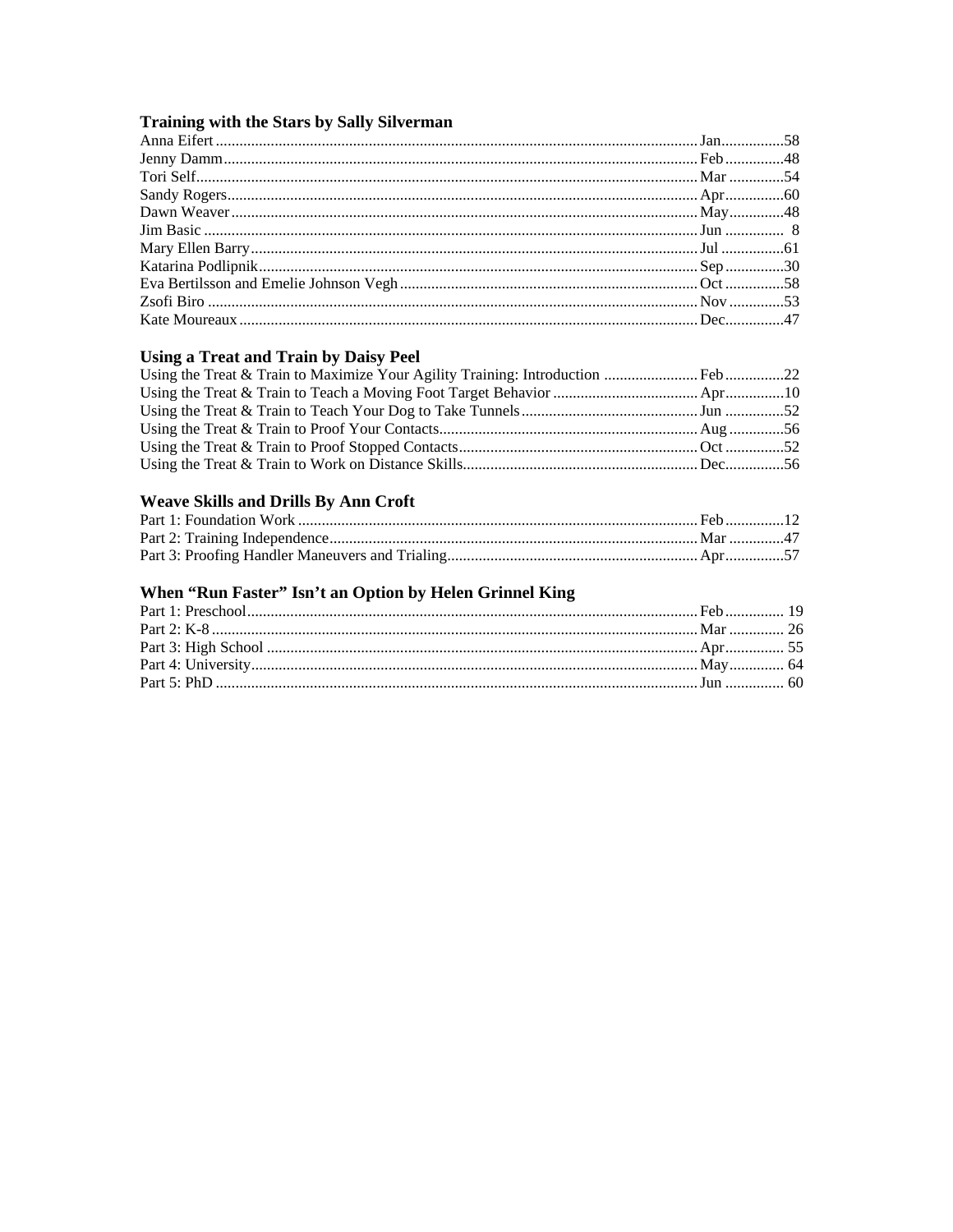### Training with the Stars by Sally Silverman

Anna Eifert.......................................................................................................... Jan................58
Jenny Damm........................................................................................................ Feb...............48
Tori Self............................................................................................................... Mar ..............54
Sandy Rogers....................................................................................................... Apr...............60
Dawn Weaver...................................................................................................... May..............48
Jim Basic ............................................................................................................. Jun ............... 8
Mary Ellen Barry................................................................................................. Jul ................61
Katarina Podlipnik............................................................................................... Sep ...............30
Eva Bertilsson and Emelie Johnson Vegh........................................................... Oct ...............58
Zsofi Biro ............................................................................................................ Nov ..............53
Kate Moureaux.................................................................................................... Dec...............47

### Using a Treat and Train by Daisy Peel

Using the Treat & Train to Maximize Your Agility Training: Introduction ........................ Feb...............22
Using the Treat & Train to Teach a Moving Foot Target Behavior ..................................... Apr...............10
Using the Treat & Train to Teach Your Dog to Take Tunnels............................................. Jun ...............52
Using the Treat & Train to Proof Your Contacts.................................................................. Aug ..............56
Using the Treat & Train to Proof Stopped Contacts............................................................ Oct ...............52
Using the Treat & Train to Work on Distance Skills............................................................ Dec...............56

### Weave Skills and Drills By Ann Croft

Part 1: Foundation Work ..................................................................................................... Feb...............12
Part 2: Training Independence............................................................................................ Mar ..............47
Part 3: Proofing Handler Maneuvers and Trialing................................................................ Apr...............57

### When “Run Faster” Isn’t an Option by Helen Grinnel King

Part 1: Preschool.................................................................................................................. Feb............... 19
Part 2: K-8 ........................................................................................................................... Mar .............. 26
Part 3: High School ............................................................................................................. Apr............... 55
Part 4: University................................................................................................................. May.............. 64
Part 5: PhD .......................................................................................................................... Jun ............... 60